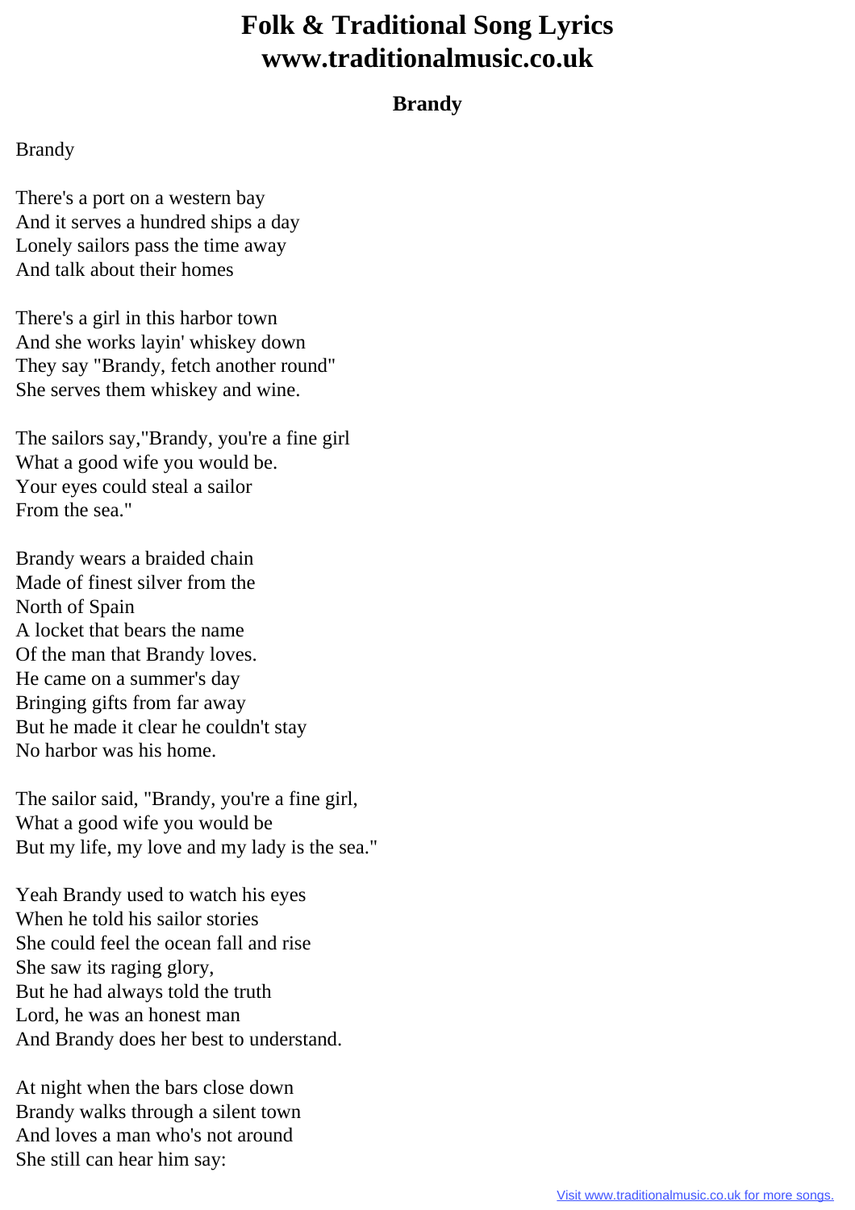# Folk & Traditional Song Lyrics www.traditionalmusic.co.uk

### Brandy

Brandy

There's a port on a western bay
And it serves a hundred ships a day
Lonely sailors pass the time away
And talk about their homes

There's a girl in this harbor town
And she works layin' whiskey down
They say "Brandy, fetch another round"
She serves them whiskey and wine.

The sailors say,"Brandy, you're a fine girl
What a good wife you would be.
Your eyes could steal a sailor
From the sea."

Brandy wears a braided chain
Made of finest silver from the
North of Spain
A locket that bears the name
Of the man that Brandy loves.
He came on a summer's day
Bringing gifts from far away
But he made it clear he couldn't stay
No harbor was his home.

The sailor said, "Brandy, you're a fine girl,
What a good wife you would be
But my life, my love and my lady is the sea."

Yeah Brandy used to watch his eyes
When he told his sailor stories
She could feel the ocean fall and rise
She saw its raging glory,
But he had always told the truth
Lord, he was an honest man
And Brandy does her best to understand.

At night when the bars close down
Brandy walks through a silent town
And loves a man who's not around
She still can hear him say: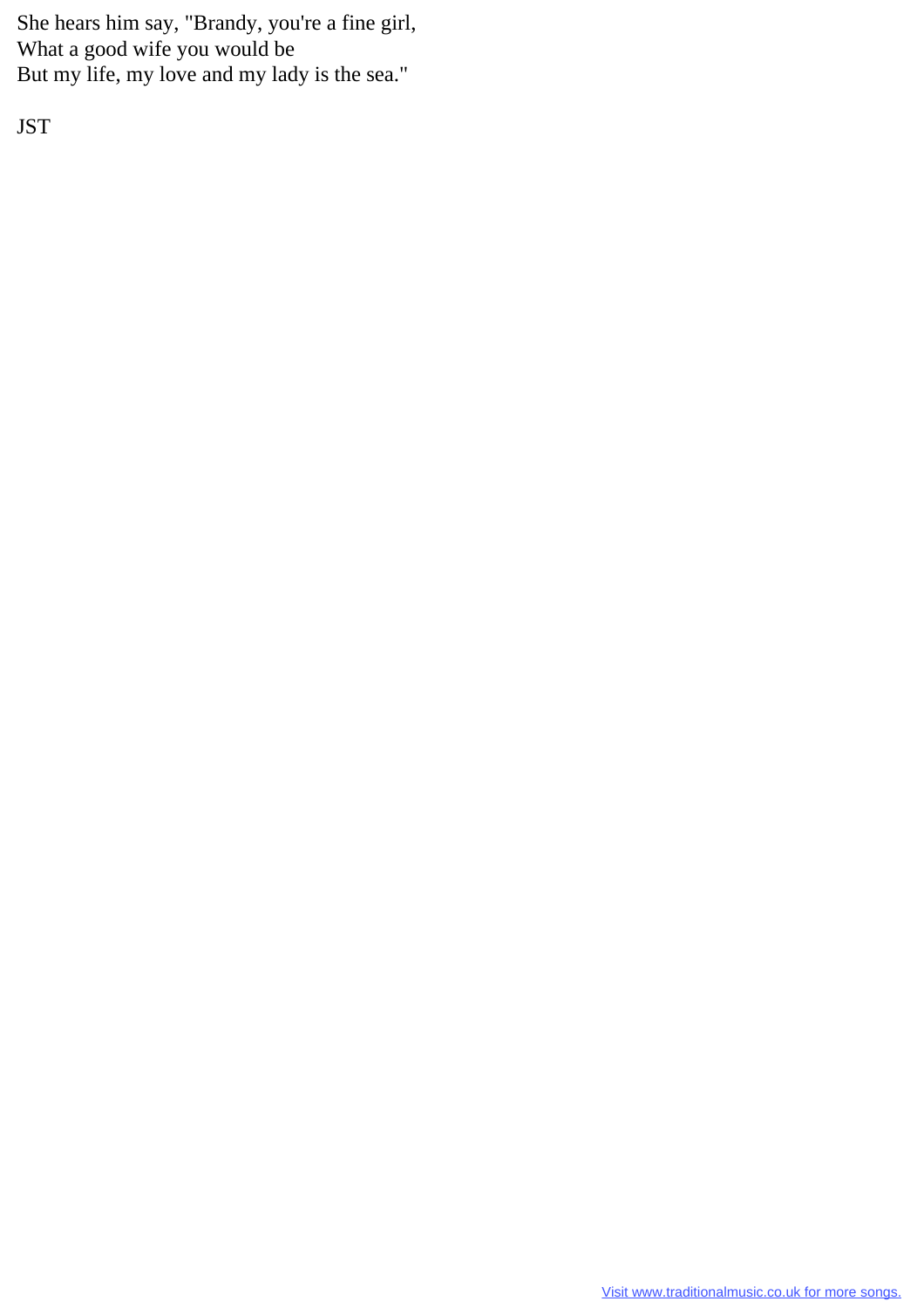She hears him say, "Brandy, you're a fine girl,
What a good wife you would be
But my life, my love and my lady is the sea."

JST